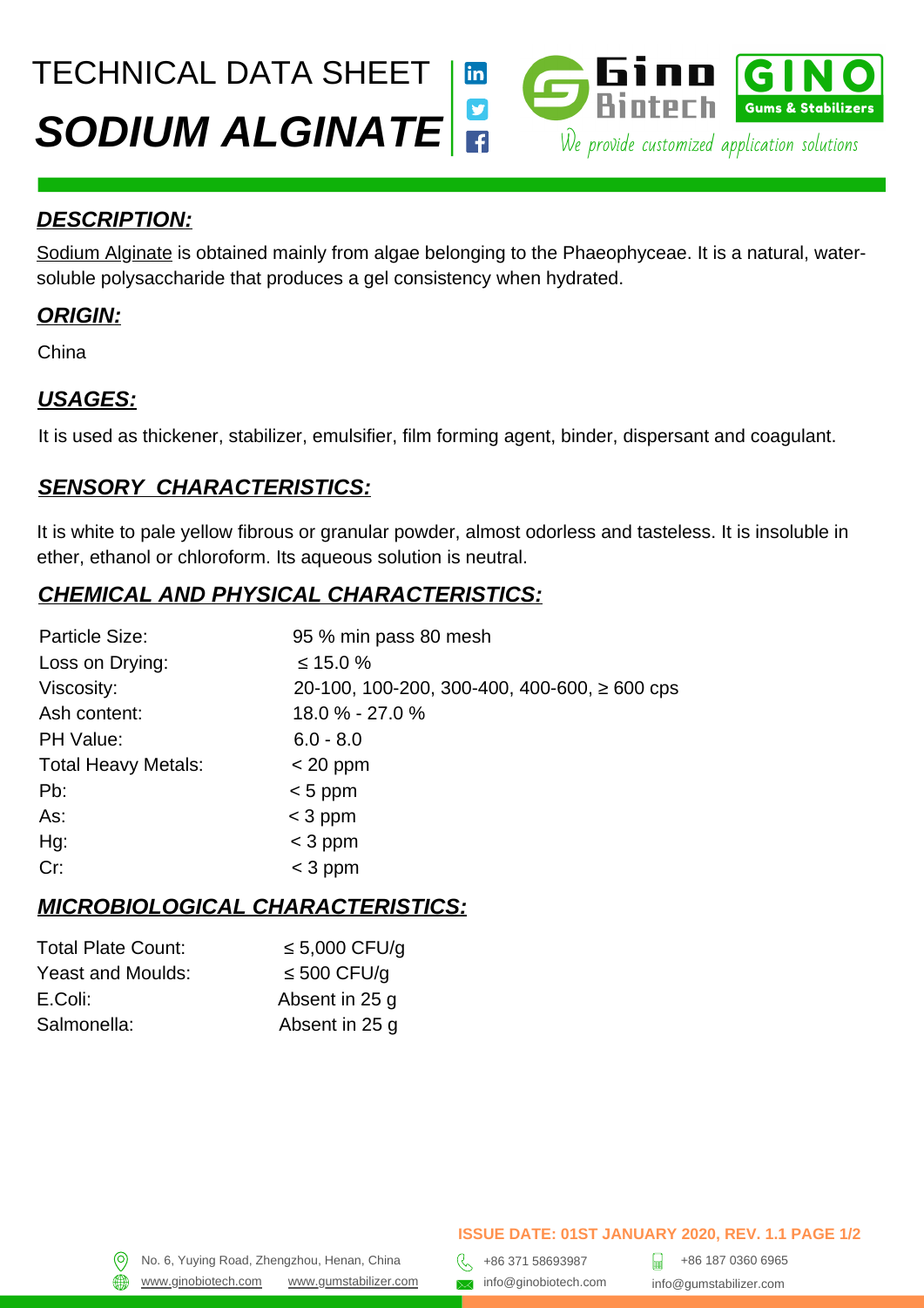# TECHNICAL DATA SHEET

# *SODIUM ALGINATE*

Gino Biotech | GINO Gums & Stabilizers

We provide customized application solutions

## ***DESCRIPTION:***

Sodium Alginate is obtained mainly from algae belonging to the Phaeophyceae. It is a natural, water-soluble polysaccharide that produces a gel consistency when hydrated.

## ***ORIGIN:***

China

## ***USAGES:***

It is used as thickener, stabilizer, emulsifier, film forming agent, binder, dispersant and coagulant.

## ***SENSORY CHARACTERISTICS:***

It is white to pale yellow fibrous or granular powder, almost odorless and tasteless. It is insoluble in ether, ethanol or chloroform. Its aqueous solution is neutral.

## ***CHEMICAL AND PHYSICAL CHARACTERISTICS:***

| | |
|---|---|
| Particle Size: | 95 % min pass 80 mesh |
| Loss on Drying: | ≤ 15.0 % |
| Viscosity: | 20-100, 100-200, 300-400, 400-600, ≥ 600 cps |
| Ash content: | 18.0 % - 27.0 % |
| PH Value: | 6.0 - 8.0 |
| Total Heavy Metals: | < 20 ppm |
| Pb: | < 5 ppm |
| As: | < 3 ppm |
| Hg: | < 3 ppm |
| Cr: | < 3 ppm |

## ***MICROBIOLOGICAL CHARACTERISTICS:***

| | |
|---|---|
| Total Plate Count: | ≤ 5,000 CFU/g |
| Yeast and Moulds: | ≤ 500 CFU/g |
| E.Coli: | Absent in 25 g |
| Salmonella: | Absent in 25 g |

**ISSUE DATE: 01ST JANUARY 2020, REV. 1.1**

No. 6, Yuying Road, Zhengzhou, Henan, China | +86 371 58693987 | +86 187 0360 6965

www.ginobiotech.com | www.gumstabilizer.com | info@ginobiotech.com | info@gumstabilizer.com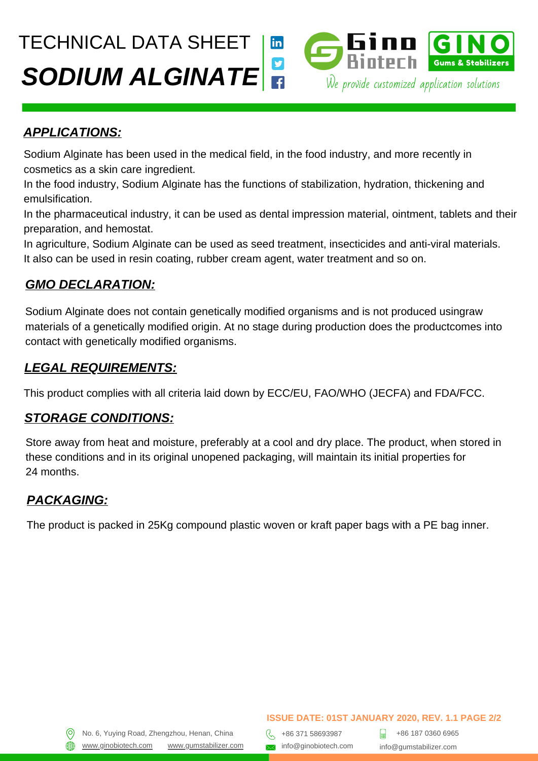# TECHNICAL DATA SHEET

# *SODIUM ALGINATE*

Gino Biotech | GINO Gums & Stabilizers

We provide customized application solutions

## ***APPLICATIONS:***

Sodium Alginate has been used in the medical field, in the food industry, and more recently in cosmetics as a skin care ingredient.
In the food industry, Sodium Alginate has the functions of stabilization, hydration, thickening and emulsification.
In the pharmaceutical industry, it can be used as dental impression material, ointment, tablets and their preparation, and hemostat.
In agriculture, Sodium Alginate can be used as seed treatment, insecticides and anti-viral materials.
It also can be used in resin coating, rubber cream agent, water treatment and so on.

## ***GMO DECLARATION:***

Sodium Alginate does not contain genetically modified organisms and is not produced usingraw materials of a genetically modified origin. At no stage during production does the productcomes into contact with genetically modified organisms.

## ***LEGAL REQUIREMENTS:***

This product complies with all criteria laid down by ECC/EU, FAO/WHO (JECFA) and FDA/FCC.

## ***STORAGE CONDITIONS:***

Store away from heat and moisture, preferably at a cool and dry place. The product, when stored in these conditions and in its original unopened packaging, will maintain its initial properties for 24 months.

## ***PACKAGING:***

The product is packed in 25Kg compound plastic woven or kraft paper bags with a PE bag inner.

**ISSUE DATE: 01ST JANUARY 2020, REV. 1.1**

No. 6, Yuying Road, Zhengzhou, Henan, China
www.ginobiotech.com www.gumstabilizer.com
+86 371 58693987
info@ginobiotech.com
+86 187 0360 6965
info@gumstabilizer.com